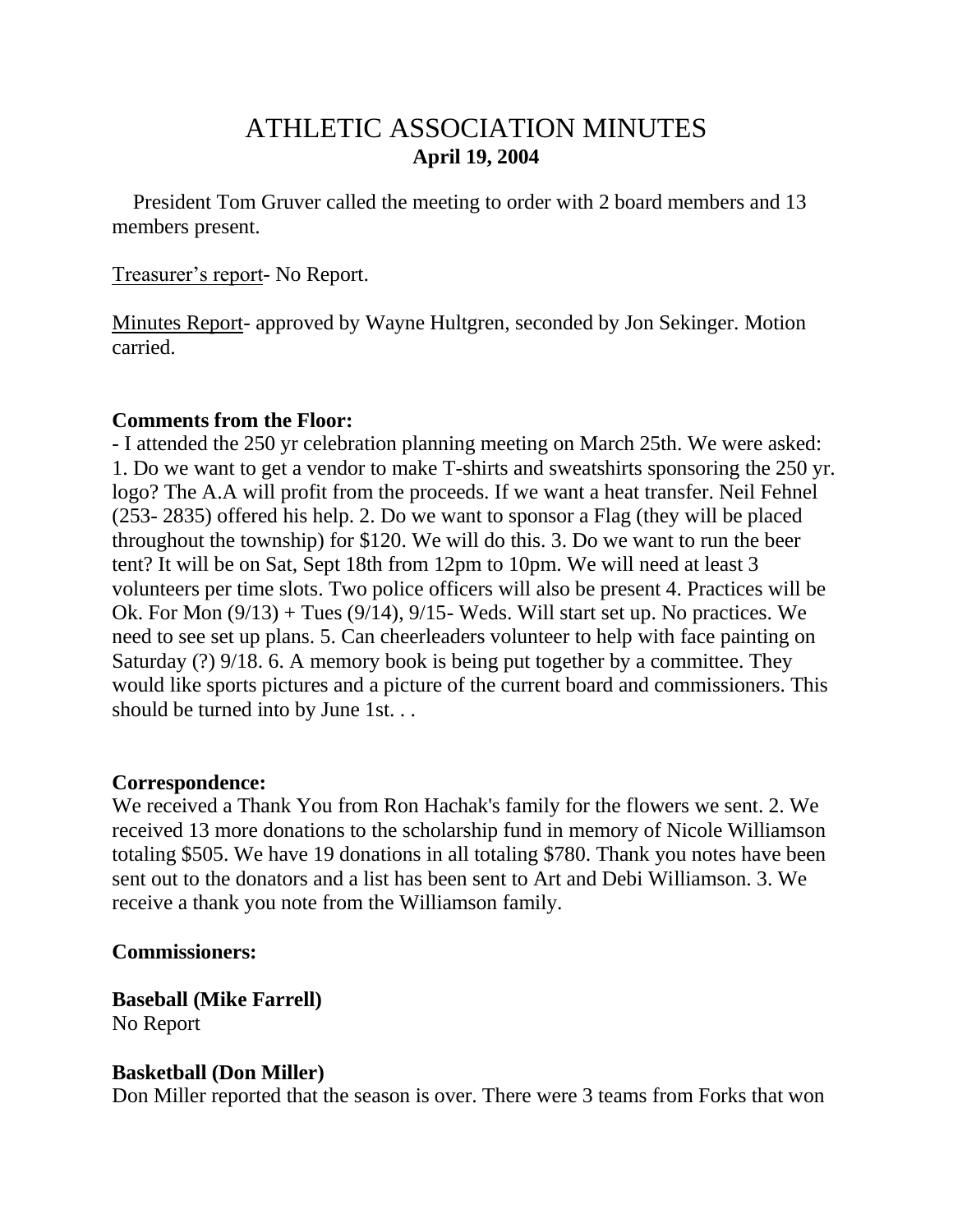# ATHLETIC ASSOCIATION MINUTES

**April 19, 2004**

President Tom Gruver called the meeting to order with 2 board members and 13 members present.

Treasurer's report- No Report.

Minutes Report- approved by Wayne Hultgren, seconded by Jon Sekinger. Motion carried.

**Comments from the Floor:**

- I attended the 250 yr celebration planning meeting on March 25th. We were asked: 1. Do we want to get a vendor to make T-shirts and sweatshirts sponsoring the 250 yr. logo? The A.A will profit from the proceeds. If we want a heat transfer. Neil Fehnel (253- 2835) offered his help. 2. Do we want to sponsor a Flag (they will be placed throughout the township) for $120. We will do this. 3. Do we want to run the beer tent? It will be on Sat, Sept 18th from 12pm to 10pm. We will need at least 3 volunteers per time slots. Two police officers will also be present 4. Practices will be Ok. For Mon (9/13) + Tues (9/14), 9/15- Weds. Will start set up. No practices. We need to see set up plans. 5. Can cheerleaders volunteer to help with face painting on Saturday (?) 9/18. 6. A memory book is being put together by a committee. They would like sports pictures and a picture of the current board and commissioners. This should be turned into by June 1st. . .

**Correspondence:**

We received a Thank You from Ron Hachak's family for the flowers we sent. 2. We received 13 more donations to the scholarship fund in memory of Nicole Williamson totaling $505. We have 19 donations in all totaling $780. Thank you notes have been sent out to the donators and a list has been sent to Art and Debi Williamson. 3. We receive a thank you note from the Williamson family.

**Commissioners:**

**Baseball (Mike Farrell)**

No Report

**Basketball (Don Miller)**

Don Miller reported that the season is over. There were 3 teams from Forks that won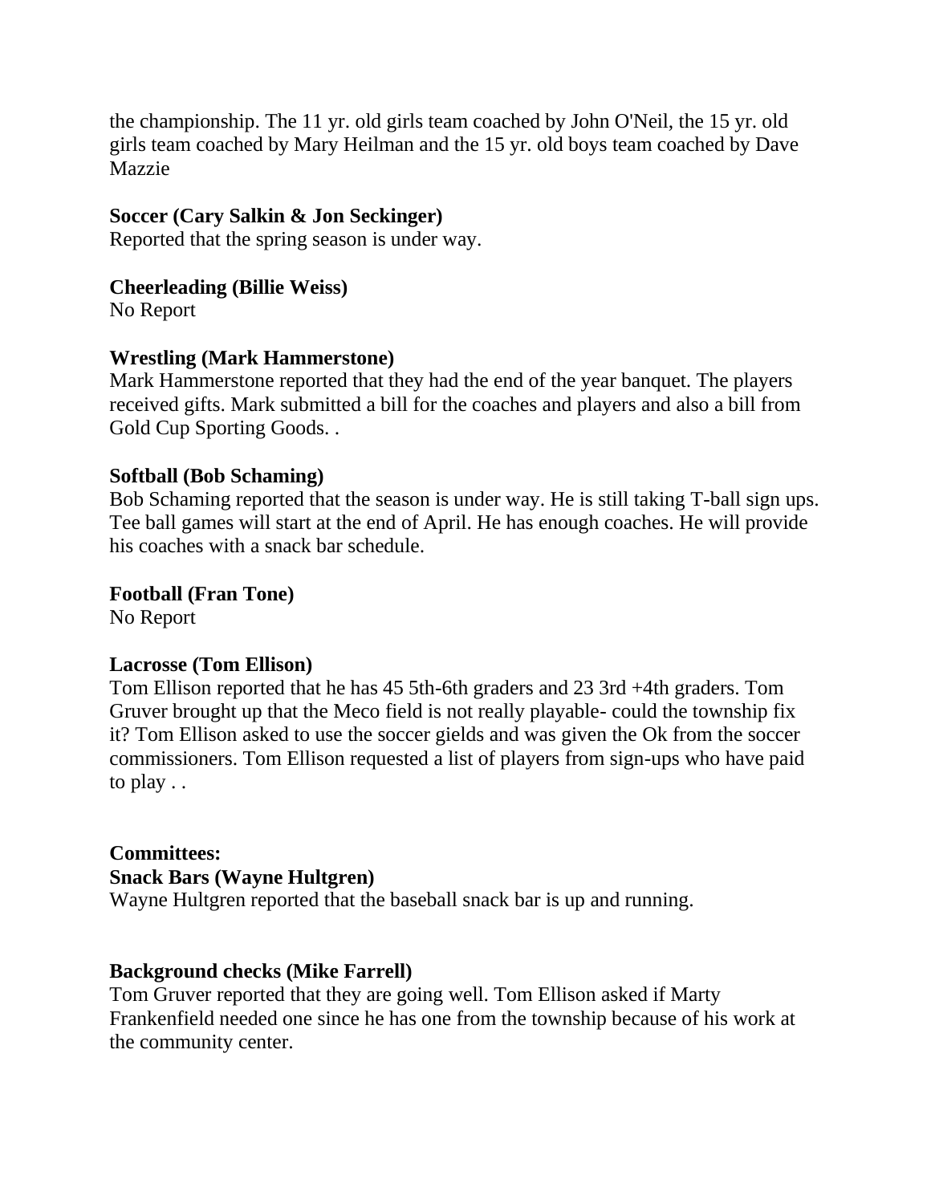the championship. The 11 yr. old girls team coached by John O'Neil, the 15 yr. old girls team coached by Mary Heilman and the 15 yr. old boys team coached by Dave Mazzie

**Soccer (Cary Salkin & Jon Seckinger)**
Reported that the spring season is under way.

**Cheerleading (Billie Weiss)**
No Report

**Wrestling (Mark Hammerstone)**
Mark Hammerstone reported that they had the end of the year banquet. The players received gifts. Mark submitted a bill for the coaches and players and also a bill from Gold Cup Sporting Goods. .

**Softball (Bob Schaming)**
Bob Schaming reported that the season is under way. He is still taking T-ball sign ups. Tee ball games will start at the end of April. He has enough coaches. He will provide his coaches with a snack bar schedule.

**Football (Fran Tone)**
No Report

**Lacrosse (Tom Ellison)**
Tom Ellison reported that he has 45 5th-6th graders and 23 3rd +4th graders. Tom Gruver brought up that the Meco field is not really playable- could the township fix it? Tom Ellison asked to use the soccer gields and was given the Ok from the soccer commissioners. Tom Ellison requested a list of players from sign-ups who have paid to play . .

**Committees:**
**Snack Bars (Wayne Hultgren)**
Wayne Hultgren reported that the baseball snack bar is up and running.

**Background checks (Mike Farrell)**
Tom Gruver reported that they are going well. Tom Ellison asked if Marty Frankenfield needed one since he has one from the township because of his work at the community center.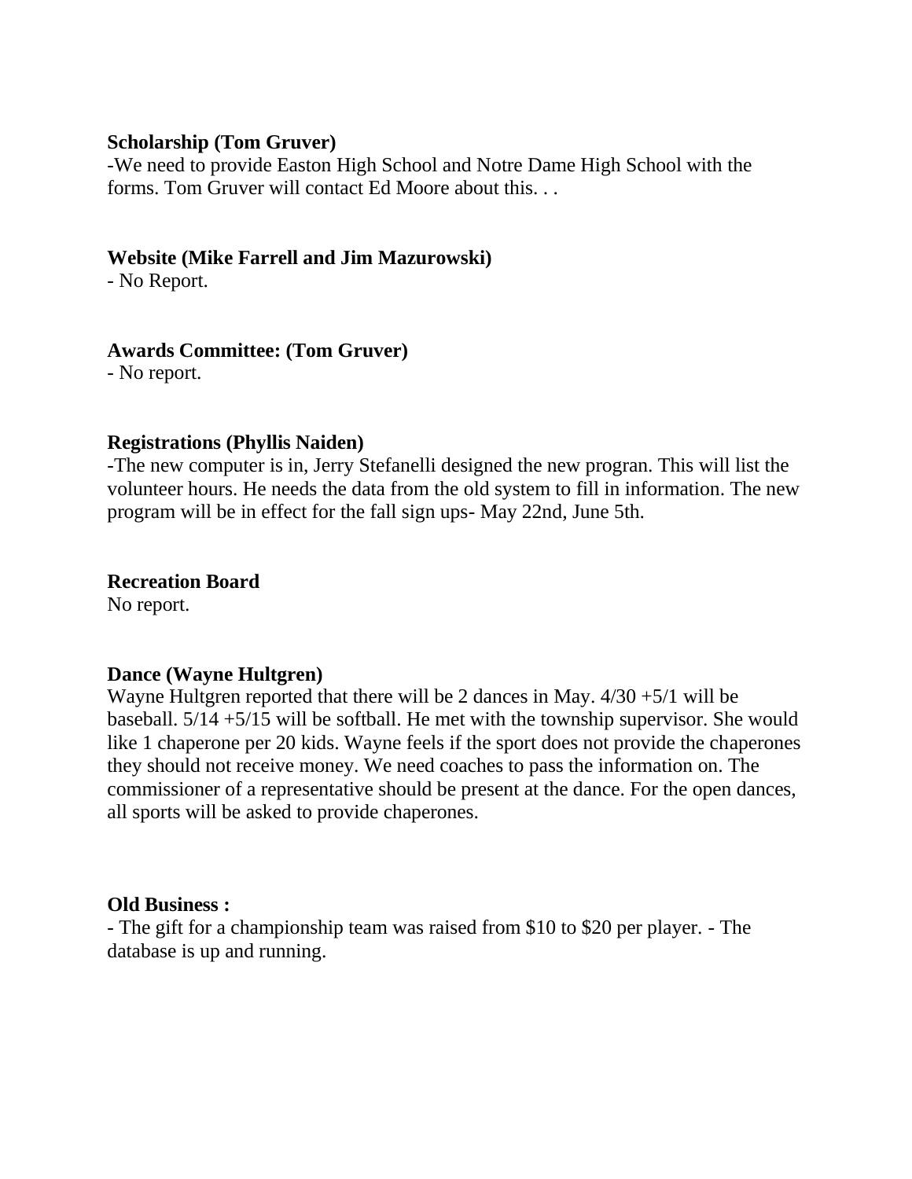**Scholarship (Tom Gruver)**

-We need to provide Easton High School and Notre Dame High School with the forms. Tom Gruver will contact Ed Moore about this. . .

**Website (Mike Farrell and Jim Mazurowski)**

- No Report.

**Awards Committee: (Tom Gruver)**

- No report.

**Registrations (Phyllis Naiden)**

-The new computer is in, Jerry Stefanelli designed the new progran. This will list the volunteer hours. He needs the data from the old system to fill in information. The new program will be in effect for the fall sign ups- May 22nd, June 5th.

**Recreation Board**

No report.

**Dance (Wayne Hultgren)**

Wayne Hultgren reported that there will be 2 dances in May. 4/30 +5/1 will be baseball. 5/14 +5/15 will be softball. He met with the township supervisor. She would like 1 chaperone per 20 kids. Wayne feels if the sport does not provide the chaperones they should not receive money. We need coaches to pass the information on. The commissioner of a representative should be present at the dance. For the open dances, all sports will be asked to provide chaperones.

**Old Business :**

- The gift for a championship team was raised from $10 to $20 per player. - The database is up and running.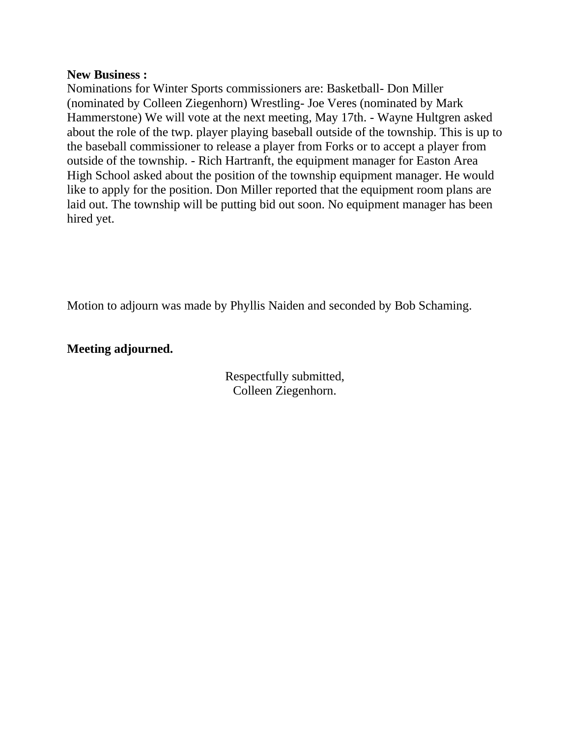**New Business :**

Nominations for Winter Sports commissioners are: Basketball- Don Miller (nominated by Colleen Ziegenhorn) Wrestling- Joe Veres (nominated by Mark Hammerstone) We will vote at the next meeting, May 17th. - Wayne Hultgren asked about the role of the twp. player playing baseball outside of the township. This is up to the baseball commissioner to release a player from Forks or to accept a player from outside of the township. - Rich Hartranft, the equipment manager for Easton Area High School asked about the position of the township equipment manager. He would like to apply for the position. Don Miller reported that the equipment room plans are laid out. The township will be putting bid out soon. No equipment manager has been hired yet.

Motion to adjourn was made by Phyllis Naiden and seconded by Bob Schaming.

**Meeting adjourned.**

Respectfully submitted,
Colleen Ziegenhorn.